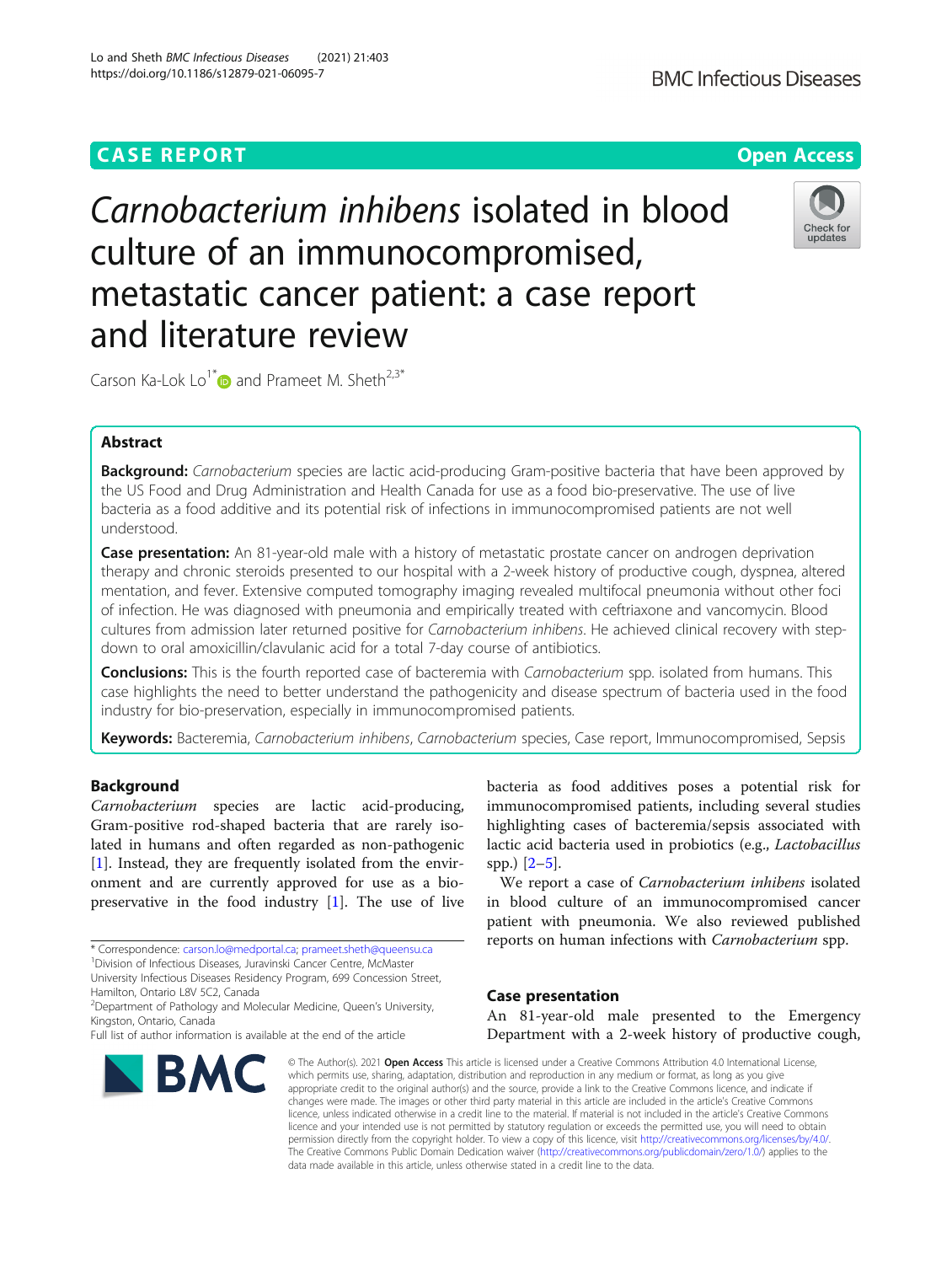CASE REPORT

Open Access

# *Carnobacterium inhibens* isolated in blood culture of an immunocompromised, metastatic cancer patient: a case report and literature review

Carson Ka-Lok Lo[1*] and Prameet M. Sheth[2,3*]

## Abstract

**Background:** *Carnobacterium* species are lactic acid-producing Gram-positive bacteria that have been approved by the US Food and Drug Administration and Health Canada for use as a food bio-preservative. The use of live bacteria as a food additive and its potential risk of infections in immunocompromised patients are not well understood.

**Case presentation:** An 81-year-old male with a history of metastatic prostate cancer on androgen deprivation therapy and chronic steroids presented to our hospital with a 2-week history of productive cough, dyspnea, altered mentation, and fever. Extensive computed tomography imaging revealed multifocal pneumonia without other foci of infection. He was diagnosed with pneumonia and empirically treated with ceftriaxone and vancomycin. Blood cultures from admission later returned positive for *Carnobacterium inhibens*. He achieved clinical recovery with step-down to oral amoxicillin/clavulanic acid for a total 7-day course of antibiotics.

**Conclusions:** This is the fourth reported case of bacteremia with *Carnobacterium* spp. isolated from humans. This case highlights the need to better understand the pathogenicity and disease spectrum of bacteria used in the food industry for bio-preservation, especially in immunocompromised patients.

**Keywords:** Bacteremia, *Carnobacterium inhibens*, *Carnobacterium* species, Case report, Immunocompromised, Sepsis

## Background

*Carnobacterium* species are lactic acid-producing, Gram-positive rod-shaped bacteria that are rarely isolated in humans and often regarded as non-pathogenic [1]. Instead, they are frequently isolated from the environment and are currently approved for use as a bio-preservative in the food industry [1]. The use of live bacteria as food additives poses a potential risk for immunocompromised patients, including several studies highlighting cases of bacteremia/sepsis associated with lactic acid bacteria used in probiotics (e.g., *Lactobacillus* spp.) [2–5].

We report a case of *Carnobacterium inhibens* isolated in blood culture of an immunocompromised cancer patient with pneumonia. We also reviewed published reports on human infections with *Carnobacterium* spp.

## Case presentation

An 81-year-old male presented to the Emergency Department with a 2-week history of productive cough,

* Correspondence: carson.lo@medportal.ca; prameet.sheth@queensu.ca

[1]Division of Infectious Diseases, Juravinski Cancer Centre, McMaster University Infectious Diseases Residency Program, 699 Concession Street, Hamilton, Ontario L8V 5C2, Canada

[2]Department of Pathology and Molecular Medicine, Queen's University, Kingston, Ontario, Canada

Full list of author information is available at the end of the article

© The Author(s). 2021 **Open Access** This article is licensed under a Creative Commons Attribution 4.0 International License, which permits use, sharing, adaptation, distribution and reproduction in any medium or format, as long as you give appropriate credit to the original author(s) and the source, provide a link to the Creative Commons licence, and indicate if changes were made. The images or other third party material in this article are included in the article's Creative Commons licence, unless indicated otherwise in a credit line to the material. If material is not included in the article's Creative Commons licence and your intended use is not permitted by statutory regulation or exceeds the permitted use, you will need to obtain permission directly from the copyright holder. To view a copy of this licence, visit http://creativecommons.org/licenses/by/4.0/. The Creative Commons Public Domain Dedication waiver (http://creativecommons.org/publicdomain/zero/1.0/) applies to the data made available in this article, unless otherwise stated in a credit line to the data.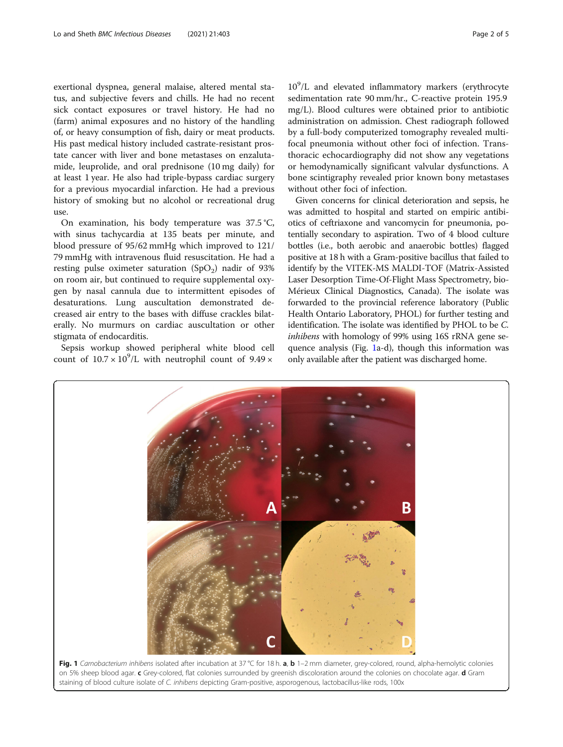exertional dyspnea, general malaise, altered mental status, and subjective fevers and chills. He had no recent sick contact exposures or travel history. He had no (farm) animal exposures and no history of the handling of, or heavy consumption of fish, dairy or meat products. His past medical history included castrate-resistant prostate cancer with liver and bone metastases on enzalutamide, leuprolide, and oral prednisone (10 mg daily) for at least 1 year. He also had triple-bypass cardiac surgery for a previous myocardial infarction. He had a previous history of smoking but no alcohol or recreational drug use.

On examination, his body temperature was 37.5 °C, with sinus tachycardia at 135 beats per minute, and blood pressure of 95/62 mmHg which improved to 121/79 mmHg with intravenous fluid resuscitation. He had a resting pulse oximeter saturation ($SpO_2$) nadir of 93% on room air, but continued to require supplemental oxygen by nasal cannula due to intermittent episodes of desaturations. Lung auscultation demonstrated decreased air entry to the bases with diffuse crackles bilaterally. No murmurs on cardiac auscultation or other stigmata of endocarditis.

Sepsis workup showed peripheral white blood cell count of $10.7 \times 10^9$/L with neutrophil count of $9.49 \times 10^9$/L and elevated inflammatory markers (erythrocyte sedimentation rate 90 mm/hr., C-reactive protein 195.9 mg/L). Blood cultures were obtained prior to antibiotic administration on admission. Chest radiograph followed by a full-body computerized tomography revealed multifocal pneumonia without other foci of infection. Transthoracic echocardiography did not show any vegetations or hemodynamically significant valvular dysfunctions. A bone scintigraphy revealed prior known bony metastases without other foci of infection.

Given concerns for clinical deterioration and sepsis, he was admitted to hospital and started on empiric antibiotics of ceftriaxone and vancomycin for pneumonia, potentially secondary to aspiration. Two of 4 blood culture bottles (i.e., both aerobic and anaerobic bottles) flagged positive at 18 h with a Gram-positive bacillus that failed to identify by the VITEK-MS MALDI-TOF (Matrix-Assisted Laser Desorption Time-Of-Flight Mass Spectrometry, bioMérieux Clinical Diagnostics, Canada). The isolate was forwarded to the provincial reference laboratory (Public Health Ontario Laboratory, PHOL) for further testing and identification. The isolate was identified by PHOL to be *C. inhibens* with homology of 99% using 16S rRNA gene sequence analysis (Fig. 1a-d), though this information was only available after the patient was discharged home.

**Fig. 1** *Carnobacterium inhibens* isolated after incubation at 37 °C for 18 h. **a**, **b** 1–2 mm diameter, grey-colored, round, alpha-hemolytic colonies on 5% sheep blood agar. **c** Grey-colored, flat colonies surrounded by greenish discoloration around the colonies on chocolate agar. **d** Gram staining of blood culture isolate of *C. inhibens* depicting Gram-positive, asporogenous, lactobacillus-like rods, 100x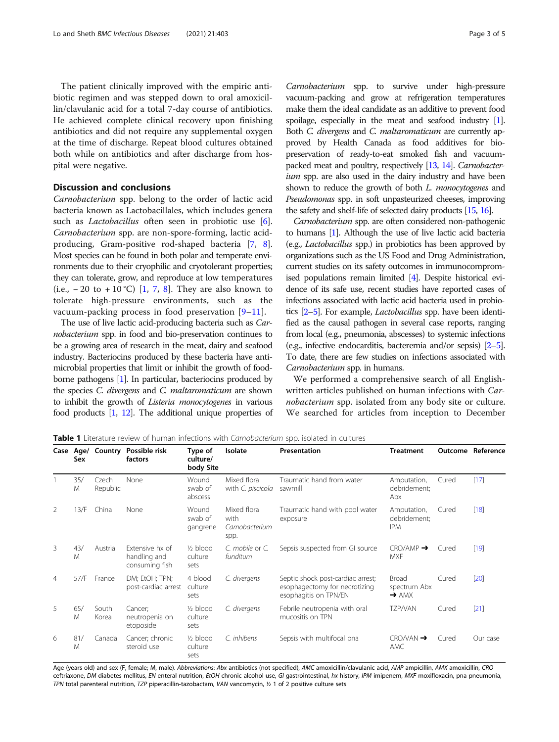The patient clinically improved with the empiric antibiotic regimen and was stepped down to oral amoxicillin/clavulanic acid for a total 7-day course of antibiotics. He achieved complete clinical recovery upon finishing antibiotics and did not require any supplemental oxygen at the time of discharge. Repeat blood cultures obtained both while on antibiotics and after discharge from hospital were negative.

## Discussion and conclusions

*Carnobacterium* spp. belong to the order of lactic acid bacteria known as Lactobacillales, which includes genera such as *Lactobacillus* often seen in probiotic use [6]. *Carnobacterium* spp. are non-spore-forming, lactic acid-producing, Gram-positive rod-shaped bacteria [7, 8]. Most species can be found in both polar and temperate environments due to their cryophilic and cryotolerant properties; they can tolerate, grow, and reproduce at low temperatures (i.e., − 20 to + 10 °C) [1, 7, 8]. They are also known to tolerate high-pressure environments, such as the vacuum-packing process in food preservation [9–11].

The use of live lactic acid-producing bacteria such as *Carnobacterium* spp. in food and bio-preservation continues to be a growing area of research in the meat, dairy and seafood industry. Bacteriocins produced by these bacteria have antimicrobial properties that limit or inhibit the growth of foodborne pathogens [1]. In particular, bacteriocins produced by the species *C. divergens* and *C. maltaromaticum* are shown to inhibit the growth of *Listeria monocytogenes* in various food products [1, 12]. The additional unique properties of *Carnobacterium* spp. to survive under high-pressure vacuum-packing and grow at refrigeration temperatures make them the ideal candidate as an additive to prevent food spoilage, especially in the meat and seafood industry [1]. Both *C. divergens* and *C. maltaromaticum* are currently approved by Health Canada as food additives for bio-preservation of ready-to-eat smoked fish and vacuum-packed meat and poultry, respectively [13, 14]. *Carnobacterium* spp. are also used in the dairy industry and have been shown to reduce the growth of both *L. monocytogenes* and *Pseudomonas* spp. in soft unpasteurized cheeses, improving the safety and shelf-life of selected dairy products [15, 16].

*Carnobacterium* spp. are often considered non-pathogenic to humans [1]. Although the use of live lactic acid bacteria (e.g., *Lactobacillus* spp.) in probiotics has been approved by organizations such as the US Food and Drug Administration, current studies on its safety outcomes in immunocompromised populations remain limited [4]. Despite historical evidence of its safe use, recent studies have reported cases of infections associated with lactic acid bacteria used in probiotics [2–5]. For example, *Lactobacillus* spp. have been identified as the causal pathogen in several case reports, ranging from local (e.g., pneumonia, abscesses) to systemic infections (e.g., infective endocarditis, bacteremia and/or sepsis) [2–5]. To date, there are few studies on infections associated with *Carnobacterium* spp. in humans.

We performed a comprehensive search of all English-written articles published on human infections with *Carnobacterium* spp. isolated from any body site or culture. We searched for articles from inception to December

**Table 1** Literature review of human infections with *Carnobacterium* spp. isolated in cultures

| Case | Age/ Sex | Country | Possible risk factors | Type of culture/ body Site | Isolate | Presentation | Treatment | Outcome | Reference |
|---|---|---|---|---|---|---|---|---|---|
| 1 | 35/M | Czech Republic | None | Wound swab of abscess | Mixed flora with *C. piscicola* | Traumatic hand from water sawmill | Amputation, debridement; Abx | Cured | [17] |
| 2 | 13/F | China | None | Wound swab of gangrene | Mixed flora with *Carnobacterium* spp. | Traumatic hand with pool water exposure | Amputation, debridement; IPM | Cured | [18] |
| 3 | 43/M | Austria | Extensive hx of handling and consuming fish | ½ blood culture sets | *C. mobile* or *C. funditum* | Sepsis suspected from GI source | CRO/AMP ➔ MXF | Cured | [19] |
| 4 | 57/F | France | DM; EtOH; TPN; post-cardiac arrest | 4 blood culture sets | *C. divergens* | Septic shock post-cardiac arrest; esophagectomy for necrotizing esophagitis on TPN/EN | Broad spectrum Abx ➔ AMX | Cured | [20] |
| 5 | 65/M | South Korea | Cancer; neutropenia on etoposide | ½ blood culture sets | *C. divergens* | Febrile neutropenia with oral mucositis on TPN | TZP/VAN | Cured | [21] |
| 6 | 81/M | Canada | Cancer; chronic steroid use | ½ blood culture sets | *C. inhibens* | Sepsis with multifocal pna | CRO/VAN ➔ AMC | Cured | Our case |

Age (years old) and sex (F, female; M, male). *Abbreviations*: *Abx* antibiotics (not specified), *AMC* amoxicillin/clavulanic acid, *AMP* ampicillin, *AMX* amoxicillin, *CRO* ceftriaxone, *DM* diabetes mellitus, *EN* enteral nutrition, *EtOH* chronic alcohol use, *GI* gastrointestinal, *hx* history, *IPM* imipenem, *MXF* moxifloxacin, *pna* pneumonia, *TPN* total parenteral nutrition, *TZP* piperacillin-tazobactam, *VAN* vancomycin, ½ 1 of 2 positive culture sets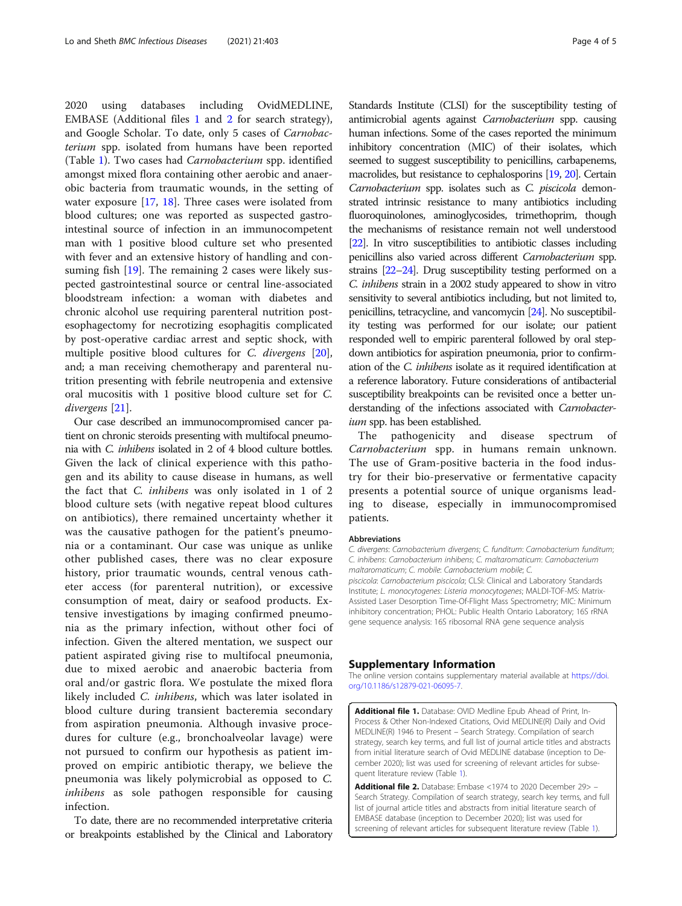2020 using databases including OvidMEDLINE, EMBASE (Additional files 1 and 2 for search strategy), and Google Scholar. To date, only 5 cases of *Carnobacterium* spp. isolated from humans have been reported (Table 1). Two cases had *Carnobacterium* spp. identified amongst mixed flora containing other aerobic and anaerobic bacteria from traumatic wounds, in the setting of water exposure [17, 18]. Three cases were isolated from blood cultures; one was reported as suspected gastrointestinal source of infection in an immunocompetent man with 1 positive blood culture set who presented with fever and an extensive history of handling and consuming fish [19]. The remaining 2 cases were likely suspected gastrointestinal source or central line-associated bloodstream infection: a woman with diabetes and chronic alcohol use requiring parenteral nutrition post-esophagectomy for necrotizing esophagitis complicated by post-operative cardiac arrest and septic shock, with multiple positive blood cultures for *C. divergens* [20], and; a man receiving chemotherapy and parenteral nutrition presenting with febrile neutropenia and extensive oral mucositis with 1 positive blood culture set for *C. divergens* [21].

Our case described an immunocompromised cancer patient on chronic steroids presenting with multifocal pneumonia with *C. inhibens* isolated in 2 of 4 blood culture bottles. Given the lack of clinical experience with this pathogen and its ability to cause disease in humans, as well the fact that *C. inhibens* was only isolated in 1 of 2 blood culture sets (with negative repeat blood cultures on antibiotics), there remained uncertainty whether it was the causative pathogen for the patient's pneumonia or a contaminant. Our case was unique as unlike other published cases, there was no clear exposure history, prior traumatic wounds, central venous catheter access (for parenteral nutrition), or excessive consumption of meat, dairy or seafood products. Extensive investigations by imaging confirmed pneumonia as the primary infection, without other foci of infection. Given the altered mentation, we suspect our patient aspirated giving rise to multifocal pneumonia, due to mixed aerobic and anaerobic bacteria from oral and/or gastric flora. We postulate the mixed flora likely included *C. inhibens*, which was later isolated in blood culture during transient bacteremia secondary from aspiration pneumonia. Although invasive procedures for culture (e.g., bronchoalveolar lavage) were not pursued to confirm our hypothesis as patient improved on empiric antibiotic therapy, we believe the pneumonia was likely polymicrobial as opposed to *C. inhibens* as sole pathogen responsible for causing infection.

To date, there are no recommended interpretative criteria or breakpoints established by the Clinical and Laboratory Standards Institute (CLSI) for the susceptibility testing of antimicrobial agents against *Carnobacterium* spp. causing human infections. Some of the cases reported the minimum inhibitory concentration (MIC) of their isolates, which seemed to suggest susceptibility to penicillins, carbapenems, macrolides, but resistance to cephalosporins [19, 20]. Certain *Carnobacterium* spp. isolates such as *C. piscicola* demonstrated intrinsic resistance to many antibiotics including fluoroquinolones, aminoglycosides, trimethoprim, though the mechanisms of resistance remain not well understood [22]. In vitro susceptibilities to antibiotic classes including penicillins also varied across different *Carnobacterium* spp. strains [22–24]. Drug susceptibility testing performed on a *C. inhibens* strain in a 2002 study appeared to show in vitro sensitivity to several antibiotics including, but not limited to, penicillins, tetracycline, and vancomycin [24]. No susceptibility testing was performed for our isolate; our patient responded well to empiric parenteral followed by oral step-down antibiotics for aspiration pneumonia, prior to confirmation of the *C. inhibens* isolate as it required identification at a reference laboratory. Future considerations of antibacterial susceptibility breakpoints can be revisited once a better understanding of the infections associated with *Carnobacterium* spp. has been established.

The pathogenicity and disease spectrum of *Carnobacterium* spp. in humans remain unknown. The use of Gram-positive bacteria in the food industry for their bio-preservative or fermentative capacity presents a potential source of unique organisms leading to disease, especially in immunocompromised patients.

#### Abbreviations

*C. divergens*: *Carnobacterium divergens*; *C. funditum*: *Carnobacterium funditum*; *C. inhibens*: *Carnobacterium inhibens*; *C. maltaromaticum*: *Carnobacterium maltaromaticum*; *C. mobile*: *Carnobacterium mobile*; *C. piscicola*: *Carnobacterium piscicola*; CLSI: Clinical and Laboratory Standards Institute; *L. monocytogenes*: *Listeria monocytogenes*; MALDI-TOF-MS: Matrix-Assisted Laser Desorption Time-Of-Flight Mass Spectrometry; MIC: Minimum inhibitory concentration; PHOL: Public Health Ontario Laboratory; 16S rRNA gene sequence analysis: 16S ribosomal RNA gene sequence analysis

## Supplementary Information

The online version contains supplementary material available at https://doi.org/10.1186/s12879-021-06095-7.

**Additional file 1.** Database: OVID Medline Epub Ahead of Print, In-Process & Other Non-Indexed Citations, Ovid MEDLINE(R) Daily and Ovid MEDLINE(R) 1946 to Present – Search Strategy. Compilation of search strategy, search key terms, and full list of journal article titles and abstracts from initial literature search of Ovid MEDLINE database (inception to December 2020); list was used for screening of relevant articles for subsequent literature review (Table 1).

**Additional file 2.** Database: Embase <1974 to 2020 December 29> – Search Strategy. Compilation of search strategy, search key terms, and full list of journal article titles and abstracts from initial literature search of EMBASE database (inception to December 2020); list was used for screening of relevant articles for subsequent literature review (Table 1).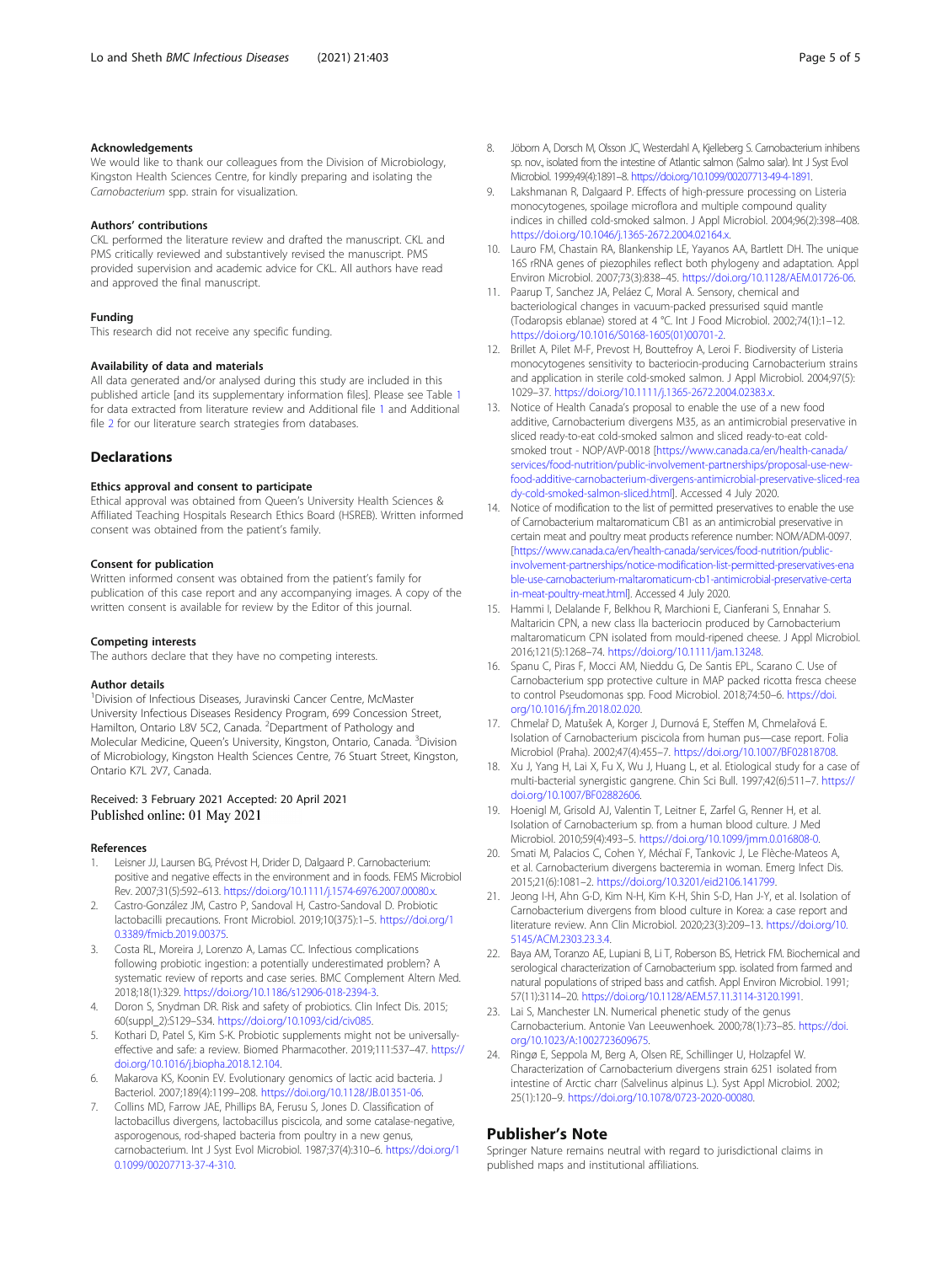### Acknowledgements

We would like to thank our colleagues from the Division of Microbiology, Kingston Health Sciences Centre, for kindly preparing and isolating the *Carnobacterium* spp. strain for visualization.

### Authors' contributions

CKL performed the literature review and drafted the manuscript. CKL and PMS critically reviewed and substantively revised the manuscript. PMS provided supervision and academic advice for CKL. All authors have read and approved the final manuscript.

### Funding

This research did not receive any specific funding.

### Availability of data and materials

All data generated and/or analysed during this study are included in this published article [and its supplementary information files]. Please see Table 1 for data extracted from literature review and Additional file 1 and Additional file 2 for our literature search strategies from databases.

## Declarations

### Ethics approval and consent to participate

Ethical approval was obtained from Queen's University Health Sciences & Affiliated Teaching Hospitals Research Ethics Board (HSREB). Written informed consent was obtained from the patient's family.

### Consent for publication

Written informed consent was obtained from the patient's family for publication of this case report and any accompanying images. A copy of the written consent is available for review by the Editor of this journal.

### Competing interests

The authors declare that they have no competing interests.

### Author details

[1]Division of Infectious Diseases, Juravinski Cancer Centre, McMaster University Infectious Diseases Residency Program, 699 Concession Street, Hamilton, Ontario L8V 5C2, Canada. [2]Department of Pathology and Molecular Medicine, Queen's University, Kingston, Ontario, Canada. [3]Division of Microbiology, Kingston Health Sciences Centre, 76 Stuart Street, Kingston, Ontario K7L 2V7, Canada.

Received: 3 February 2021 Accepted: 20 April 2021
Published online: 01 May 2021

### References

1. Leisner JJ, Laursen BG, Prévost H, Drider D, Dalgaard P. Carnobacterium: positive and negative effects in the environment and in foods. FEMS Microbiol Rev. 2007;31(5):592–613. https://doi.org/10.1111/j.1574-6976.2007.00080.x.
2. Castro-González JM, Castro P, Sandoval H, Castro-Sandoval D. Probiotic lactobacilli precautions. Front Microbiol. 2019;10(375):1–5. https://doi.org/10.3389/fmicb.2019.00375.
3. Costa RL, Moreira J, Lorenzo A, Lamas CC. Infectious complications following probiotic ingestion: a potentially underestimated problem? A systematic review of reports and case series. BMC Complement Altern Med. 2018;18(1):329. https://doi.org/10.1186/s12906-018-2394-3.
4. Doron S, Snydman DR. Risk and safety of probiotics. Clin Infect Dis. 2015; 60(suppl_2):S129–S34. https://doi.org/10.1093/cid/civ085.
5. Kothari D, Patel S, Kim S-K. Probiotic supplements might not be universally-effective and safe: a review. Biomed Pharmacother. 2019;111:537–47. https://doi.org/10.1016/j.biopha.2018.12.104.
6. Makarova KS, Koonin EV. Evolutionary genomics of lactic acid bacteria. J Bacteriol. 2007;189(4):1199–208. https://doi.org/10.1128/JB.01351-06.
7. Collins MD, Farrow JAE, Phillips BA, Ferusu S, Jones D. Classification of lactobacillus divergens, lactobacillus piscicola, and some catalase-negative, asporogenous, rod-shaped bacteria from poultry in a new genus, carnobacterium. Int J Syst Evol Microbiol. 1987;37(4):310–6. https://doi.org/10.1099/00207713-37-4-310.
8. Jöborn A, Dorsch M, Olsson JC, Westerdahl A, Kjelleberg S. Carnobacterium inhibens sp. nov., isolated from the intestine of Atlantic salmon (Salmo salar). Int J Syst Evol Microbiol. 1999;49(4):1891–8. https://doi.org/10.1099/00207713-49-4-1891.
9. Lakshmanan R, Dalgaard P. Effects of high-pressure processing on Listeria monocytogenes, spoilage microflora and multiple compound quality indices in chilled cold-smoked salmon. J Appl Microbiol. 2004;96(2):398–408. https://doi.org/10.1046/j.1365-2672.2004.02164.x.
10. Lauro FM, Chastain RA, Blankenship LE, Yayanos AA, Bartlett DH. The unique 16S rRNA genes of piezophiles reflect both phylogeny and adaptation. Appl Environ Microbiol. 2007;73(3):838–45. https://doi.org/10.1128/AEM.01726-06.
11. Paarup T, Sanchez JA, Peláez C, Moral A. Sensory, chemical and bacteriological changes in vacuum-packed pressurised squid mantle (Todaropsis eblanae) stored at 4 °C. Int J Food Microbiol. 2002;74(1):1–12. https://doi.org/10.1016/S0168-1605(01)00701-2.
12. Brillet A, Pilet M-F, Prevost H, Bouttefroy A, Leroi F. Biodiversity of Listeria monocytogenes sensitivity to bacteriocin-producing Carnobacterium strains and application in sterile cold-smoked salmon. J Appl Microbiol. 2004;97(5): 1029–37. https://doi.org/10.1111/j.1365-2672.2004.02383.x.
13. Notice of Health Canada's proposal to enable the use of a new food additive, Carnobacterium divergens M35, as an antimicrobial preservative in sliced ready-to-eat cold-smoked salmon and sliced ready-to-eat cold-smoked trout - NOP/AVP-0018 [https://www.canada.ca/en/health-canada/services/food-nutrition/public-involvement-partnerships/proposal-use-new-food-additive-carnobacterium-divergens-antimicrobial-preservative-sliced-ready-cold-smoked-salmon-sliced.html]. Accessed 4 July 2020.
14. Notice of modification to the list of permitted preservatives to enable the use of Carnobacterium maltaromaticum CB1 as an antimicrobial preservative in certain meat and poultry meat products reference number: NOM/ADM-0097. [https://www.canada.ca/en/health-canada/services/food-nutrition/public-involvement-partnerships/notice-modification-list-permitted-preservatives-enable-use-carnobacterium-maltaromaticum-cb1-antimicrobial-preservative-certain-meat-poultry-meat.html]. Accessed 4 July 2020.
15. Hammi I, Delalande F, Belkhou R, Marchioni E, Cianferani S, Ennahar S. Maltaricin CPN, a new class IIa bacteriocin produced by Carnobacterium maltaromaticum CPN isolated from mould-ripened cheese. J Appl Microbiol. 2016;121(5):1268–74. https://doi.org/10.1111/jam.13248.
16. Spanu C, Piras F, Mocci AM, Nieddu G, De Santis EPL, Scarano C. Use of Carnobacterium spp protective culture in MAP packed ricotta fresca cheese to control Pseudomonas spp. Food Microbiol. 2018;74:50–6. https://doi.org/10.1016/j.fm.2018.02.020.
17. Chmelař D, Matušek A, Korger J, Durnová E, Steffen M, Chmelařová E. Isolation of Carnobacterium piscicola from human pus—case report. Folia Microbiol (Praha). 2002;47(4):455–7. https://doi.org/10.1007/BF02818708.
18. Xu J, Yang H, Lai X, Fu X, Wu J, Huang L, et al. Etiological study for a case of multi-bacterial synergistic gangrene. Chin Sci Bull. 1997;42(6):511–7. https://doi.org/10.1007/BF02882606.
19. Hoenigl M, Grisold AJ, Valentin T, Leitner E, Zarfel G, Renner H, et al. Isolation of Carnobacterium sp. from a human blood culture. J Med Microbiol. 2010;59(4):493–5. https://doi.org/10.1099/jmm.0.016808-0.
20. Smati M, Palacios C, Cohen Y, Méchaï F, Tankovic J, Le Flèche-Mateos A, et al. Carnobacterium divergens bacteremia in woman. Emerg Infect Dis. 2015;21(6):1081–2. https://doi.org/10.3201/eid2106.141799.
21. Jeong I-H, Ahn G-D, Kim N-H, Kim K-H, Shin S-D, Han J-Y, et al. Isolation of Carnobacterium divergens from blood culture in Korea: a case report and literature review. Ann Clin Microbiol. 2020;23(3):209–13. https://doi.org/10.5145/ACM.2303.23.3.4.
22. Baya AM, Toranzo AE, Lupiani B, Li T, Roberson BS, Hetrick FM. Biochemical and serological characterization of Carnobacterium spp. isolated from farmed and natural populations of striped bass and catfish. Appl Environ Microbiol. 1991; 57(11):3114–20. https://doi.org/10.1128/AEM.57.11.3114-3120.1991.
23. Lai S, Manchester LN. Numerical phenetic study of the genus Carnobacterium. Antonie Van Leeuwenhoek. 2000;78(1):73–85. https://doi.org/10.1023/A:1002723609675.
24. Ringø E, Seppola M, Berg A, Olsen RE, Schillinger U, Holzapfel W. Characterization of Carnobacterium divergens strain 6251 isolated from intestine of Arctic charr (Salvelinus alpinus L.). Syst Appl Microbiol. 2002; 25(1):120–9. https://doi.org/10.1078/0723-2020-00080.

## Publisher's Note

Springer Nature remains neutral with regard to jurisdictional claims in published maps and institutional affiliations.